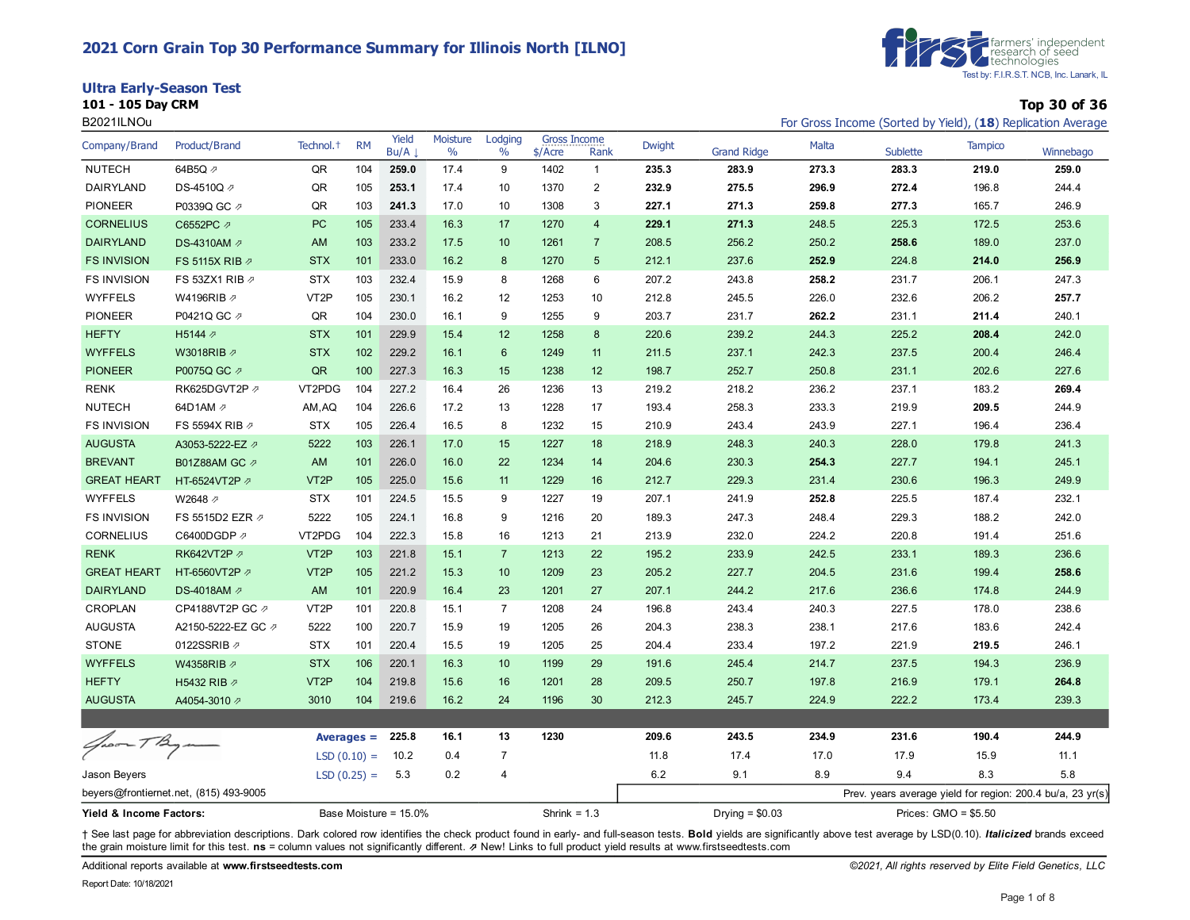# 2021 Corn Grain Top 30 Performance Summary for Illinois North [ILNO]

farmers' independent research of seed technologies
Test by: F.I.R.S.T. NCB, Inc. Lanark, IL

## Ultra Early-Season Test

**101 - 105 Day CRM**

B2021ILNOu

**Top 30 of 36**

For Gross Income (Sorted by Yield), (**18**) Replication Average

| Company/Brand | Product/Brand | Technol.† | RM | Yield Bu/A ↓ | Moisture % | Lodging % | Gross Income $/Acre | Gross Income Rank | Dwight | Grand Ridge | Malta | Sublette | Tampico | Winnebago |
|---|---|---|---|---|---|---|---|---|---|---|---|---|---|---|
| NUTECH | 64B5Q ⇗ | QR | 104 | **259.0** | 17.4 | 9 | 1402 | 1 | **235.3** | **283.9** | **273.3** | **283.3** | **219.0** | **259.0** |
| DAIRYLAND | DS-4510Q ⇗ | QR | 105 | **253.1** | 17.4 | 10 | 1370 | 2 | **232.9** | **275.5** | **296.9** | **272.4** | 196.8 | 244.4 |
| PIONEER | P0339Q GC ⇗ | QR | 103 | **241.3** | 17.0 | 10 | 1308 | 3 | **227.1** | **271.3** | **259.8** | **277.3** | 165.7 | 246.9 |
| CORNELIUS | C6552PC ⇗ | PC | 105 | 233.4 | 16.3 | 17 | 1270 | 4 | **229.1** | **271.3** | 248.5 | 225.3 | 172.5 | 253.6 |
| DAIRYLAND | DS-4310AM ⇗ | AM | 103 | 233.2 | 17.5 | 10 | 1261 | 7 | 208.5 | 256.2 | 250.2 | **258.6** | 189.0 | 237.0 |
| FS INVISION | FS 5115X RIB ⇗ | STX | 101 | 233.0 | 16.2 | 8 | 1270 | 5 | 212.1 | 237.6 | **252.9** | 224.8 | **214.0** | **256.9** |
| FS INVISION | FS 53ZX1 RIB ⇗ | STX | 103 | 232.4 | 15.9 | 8 | 1268 | 6 | 207.2 | 243.8 | **258.2** | 231.7 | 206.1 | 247.3 |
| WYFFELS | W4196RIB ⇗ | VT2P | 105 | 230.1 | 16.2 | 12 | 1253 | 10 | 212.8 | 245.5 | 226.0 | 232.6 | 206.2 | **257.7** |
| PIONEER | P0421Q GC ⇗ | QR | 104 | 230.0 | 16.1 | 9 | 1255 | 9 | 203.7 | 231.7 | **262.2** | 231.1 | **211.4** | 240.1 |
| HEFTY | H5144 ⇗ | STX | 101 | 229.9 | 15.4 | 12 | 1258 | 8 | 220.6 | 239.2 | 244.3 | 225.2 | **208.4** | 242.0 |
| WYFFELS | W3018RIB ⇗ | STX | 102 | 229.2 | 16.1 | 6 | 1249 | 11 | 211.5 | 237.1 | 242.3 | 237.5 | 200.4 | 246.4 |
| PIONEER | P0075Q GC ⇗ | QR | 100 | 227.3 | 16.3 | 15 | 1238 | 12 | 198.7 | 252.7 | 250.8 | 231.1 | 202.6 | 227.6 |
| RENK | RK625DGVT2P ⇗ | VT2PDG | 104 | 227.2 | 16.4 | 26 | 1236 | 13 | 219.2 | 218.2 | 236.2 | 237.1 | 183.2 | **269.4** |
| NUTECH | 64D1AM ⇗ | AM,AQ | 104 | 226.6 | 17.2 | 13 | 1228 | 17 | 193.4 | 258.3 | 233.3 | 219.9 | **209.5** | 244.9 |
| FS INVISION | FS 5594X RIB ⇗ | STX | 105 | 226.4 | 16.5 | 8 | 1232 | 15 | 210.9 | 243.4 | 243.9 | 227.1 | 196.4 | 236.4 |
| AUGUSTA | A3053-5222-EZ ⇗ | 5222 | 103 | 226.1 | 17.0 | 15 | 1227 | 18 | 218.9 | 248.3 | 240.3 | 228.0 | 179.8 | 241.3 |
| BREVANT | B01Z88AM GC ⇗ | AM | 101 | 226.0 | 16.0 | 22 | 1234 | 14 | 204.6 | 230.3 | **254.3** | 227.7 | 194.1 | 245.1 |
| GREAT HEART | HT-6524VT2P ⇗ | VT2P | 105 | 225.0 | 15.6 | 11 | 1229 | 16 | 212.7 | 229.3 | 231.4 | 230.6 | 196.3 | 249.9 |
| WYFFELS | W2648 ⇗ | STX | 101 | 224.5 | 15.5 | 9 | 1227 | 19 | 207.1 | 241.9 | **252.8** | 225.5 | 187.4 | 232.1 |
| FS INVISION | FS 5515D2 EZR ⇗ | 5222 | 105 | 224.1 | 16.8 | 9 | 1216 | 20 | 189.3 | 247.3 | 248.4 | 229.3 | 188.2 | 242.0 |
| CORNELIUS | C6400DGDP ⇗ | VT2PDG | 104 | 222.3 | 15.8 | 16 | 1213 | 21 | 213.9 | 232.0 | 224.2 | 220.8 | 191.4 | 251.6 |
| RENK | RK642VT2P ⇗ | VT2P | 103 | 221.8 | 15.1 | 7 | 1213 | 22 | 195.2 | 233.9 | 242.5 | 233.1 | 189.3 | 236.6 |
| GREAT HEART | HT-6560VT2P ⇗ | VT2P | 105 | 221.2 | 15.3 | 10 | 1209 | 23 | 205.2 | 227.7 | 204.5 | 231.6 | 199.4 | **258.6** |
| DAIRYLAND | DS-4018AM ⇗ | AM | 101 | 220.9 | 16.4 | 23 | 1201 | 27 | 207.1 | 244.2 | 217.6 | 236.6 | 174.8 | 244.9 |
| CROPLAN | CP4188VT2P GC ⇗ | VT2P | 101 | 220.8 | 15.1 | 7 | 1208 | 24 | 196.8 | 243.4 | 240.3 | 227.5 | 178.0 | 238.6 |
| AUGUSTA | A2150-5222-EZ GC ⇗ | 5222 | 100 | 220.7 | 15.9 | 19 | 1205 | 26 | 204.3 | 238.3 | 238.1 | 217.6 | 183.6 | 242.4 |
| STONE | 0122SSRIB ⇗ | STX | 101 | 220.4 | 15.5 | 19 | 1205 | 25 | 204.4 | 233.4 | 197.2 | 221.9 | **219.5** | 246.1 |
| WYFFELS | W4358RIB ⇗ | STX | 106 | 220.1 | 16.3 | 10 | 1199 | 29 | 191.6 | 245.4 | 214.7 | 237.5 | 194.3 | 236.9 |
| HEFTY | H5432 RIB ⇗ | VT2P | 104 | 219.8 | 15.6 | 16 | 1201 | 28 | 209.5 | 250.7 | 197.8 | 216.9 | 179.1 | **264.8** |
| AUGUSTA | A4054-3010 ⇗ | 3010 | 104 | 219.6 | 16.2 | 24 | 1196 | 30 | 212.3 | 245.7 | 224.9 | 222.2 | 173.4 | 239.3 |
| | | | **Averages =** | **225.8** | **16.1** | **13** | **1230** | | **209.6** | **243.5** | **234.9** | **231.6** | **190.4** | **244.9** |
| | | | LSD (0.10) = | 10.2 | 0.4 | 7 | | | 11.8 | 17.4 | 17.0 | 17.9 | 15.9 | 11.1 |
| | | | LSD (0.25) = | 5.3 | 0.2 | 4 | | | 6.2 | 9.1 | 8.9 | 9.4 | 8.3 | 5.8 |

Jason Beyers
beyers@frontiernet.net, (815) 493-9005

Prev. years average yield for region: 200.4 bu/a, 23 yr(s)

**Yield & Income Factors:** Base Moisture = 15.0% | Shrink = 1.3 | Drying = $0.03 | Prices: GMO = $5.50

† See last page for abbreviation descriptions. Dark colored row identifies the check product found in early- and full-season tests. **Bold** yields are significantly above test average by LSD(0.10). ***Italicized*** brands exceed the grain moisture limit for this test. **ns** = column values not significantly different. ⇗ New! Links to full product yield results at www.firstseedtests.com

Additional reports available at **www.firstseedtests.com**

*©2021, All rights reserved by Elite Field Genetics, LLC*

Report Date: 10/18/2021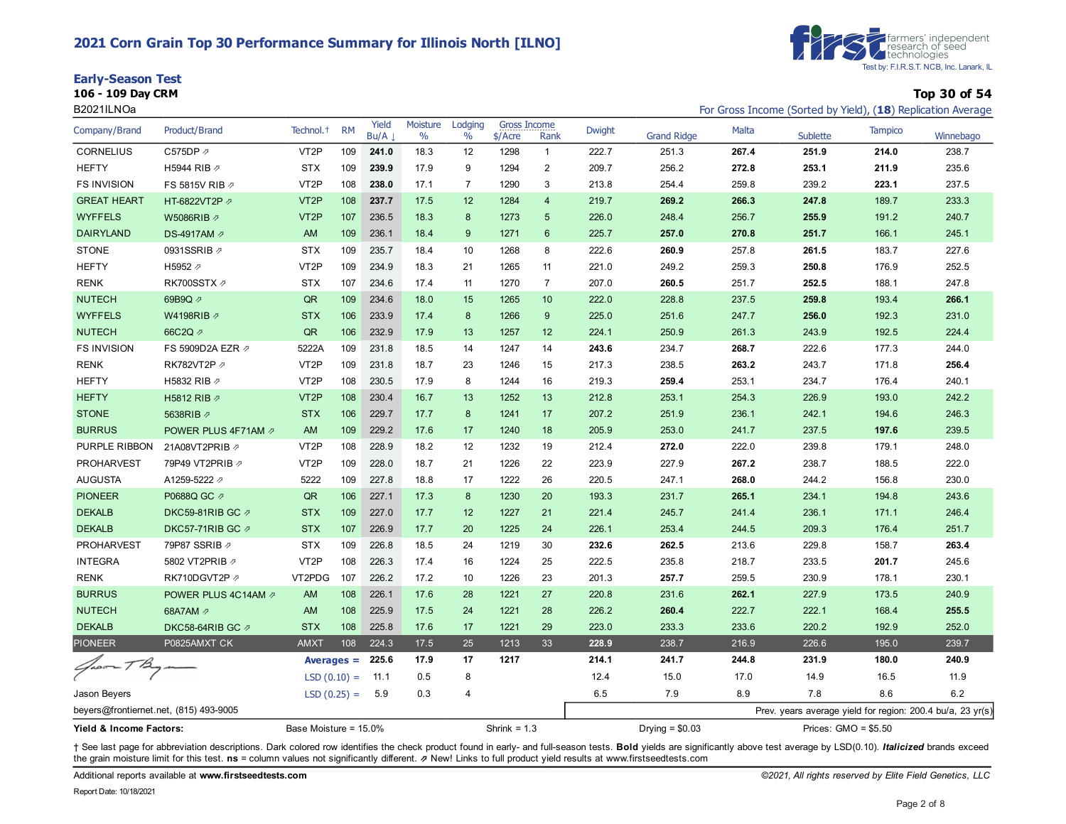# 2021 Corn Grain Top 30 Performance Summary for Illinois North [ILNO]

farmers' independent research of seed technologies
Test by: F.I.R.S.T. NCB, Inc. Lanark, IL

## Early-Season Test

**106 - 109 Day CRM**

B2021ILNOa

**Top 30 of 54**

For Gross Income (Sorted by Yield), (**18**) Replication Average

| Company/Brand | Product/Brand | Technol.† | RM | Yield Bu/A ↓ | Moisture % | Lodging % | Gross Income $/Acre | Gross Income Rank | Dwight | Grand Ridge | Malta | Sublette | Tampico | Winnebago |
|---|---|---|---|---|---|---|---|---|---|---|---|---|---|---|
| CORNELIUS | C575DP ⇗ | VT2P | 109 | **241.0** | 18.3 | 12 | 1298 | 1 | 222.7 | 251.3 | **267.4** | **251.9** | **214.0** | 238.7 |
| HEFTY | H5944 RIB ⇗ | STX | 109 | **239.9** | 17.9 | 9 | 1294 | 2 | 209.7 | 256.2 | **272.8** | **253.1** | **211.9** | 235.6 |
| FS INVISION | FS 5815V RIB ⇗ | VT2P | 108 | **238.0** | 17.1 | 7 | 1290 | 3 | 213.8 | 254.4 | 259.8 | 239.2 | **223.1** | 237.5 |
| GREAT HEART | HT-6822VT2P ⇗ | VT2P | 108 | **237.7** | 17.5 | 12 | 1284 | 4 | 219.7 | **269.2** | **266.3** | **247.8** | 189.7 | 233.3 |
| WYFFELS | W5086RIB ⇗ | VT2P | 107 | 236.5 | 18.3 | 8 | 1273 | 5 | 226.0 | 248.4 | 256.7 | **255.9** | 191.2 | 240.7 |
| DAIRYLAND | DS-4917AM ⇗ | AM | 109 | 236.1 | 18.4 | 9 | 1271 | 6 | 225.7 | **257.0** | **270.8** | **251.7** | 166.1 | 245.1 |
| STONE | 0931SSRIB ⇗ | STX | 109 | 235.7 | 18.4 | 10 | 1268 | 8 | 222.6 | **260.9** | 257.8 | **261.5** | 183.7 | 227.6 |
| HEFTY | H5952 ⇗ | VT2P | 109 | 234.9 | 18.3 | 21 | 1265 | 11 | 221.0 | 249.2 | 259.3 | **250.8** | 176.9 | 252.5 |
| RENK | RK700SSTX ⇗ | STX | 107 | 234.6 | 17.4 | 11 | 1270 | 7 | 207.0 | **260.5** | 251.7 | **252.5** | 188.1 | 247.8 |
| NUTECH | 69B9Q ⇗ | QR | 109 | 234.6 | 18.0 | 15 | 1265 | 10 | 222.0 | 228.8 | 237.5 | **259.8** | 193.4 | **266.1** |
| WYFFELS | W4198RIB ⇗ | STX | 106 | 233.9 | 17.4 | 8 | 1266 | 9 | 225.0 | 251.6 | 247.7 | **256.0** | 192.3 | 231.0 |
| NUTECH | 66C2Q ⇗ | QR | 106 | 232.9 | 17.9 | 13 | 1257 | 12 | 224.1 | 250.9 | 261.3 | 243.9 | 192.5 | 224.4 |
| FS INVISION | FS 5909D2A EZR ⇗ | 5222A | 109 | 231.8 | 18.5 | 14 | 1247 | 14 | **243.6** | 234.7 | **268.7** | 222.6 | 177.3 | 244.0 |
| RENK | RK782VT2P ⇗ | VT2P | 109 | 231.8 | 18.7 | 23 | 1246 | 15 | 217.3 | 238.5 | **263.2** | 243.7 | 171.8 | **256.4** |
| HEFTY | H5832 RIB ⇗ | VT2P | 108 | 230.5 | 17.9 | 8 | 1244 | 16 | 219.3 | **259.4** | 253.1 | 234.7 | 176.4 | 240.1 |
| HEFTY | H5812 RIB ⇗ | VT2P | 108 | 230.4 | 16.7 | 13 | 1252 | 13 | 212.8 | 253.1 | 254.3 | 226.9 | 193.0 | 242.2 |
| STONE | 5638RIB ⇗ | STX | 106 | 229.7 | 17.7 | 8 | 1241 | 17 | 207.2 | 251.9 | 236.1 | 242.1 | 194.6 | 246.3 |
| BURRUS | POWER PLUS 4F71AM ⇗ | AM | 109 | 229.2 | 17.6 | 17 | 1240 | 18 | 205.9 | 253.0 | 241.7 | 237.5 | **197.6** | 239.5 |
| PURPLE RIBBON | 21A08VT2PRIB ⇗ | VT2P | 108 | 228.9 | 18.2 | 12 | 1232 | 19 | 212.4 | **272.0** | 222.0 | 239.8 | 179.1 | 248.0 |
| PROHARVEST | 79P49 VT2PRIB ⇗ | VT2P | 109 | 228.0 | 18.7 | 21 | 1226 | 22 | 223.9 | 227.9 | **267.2** | 238.7 | 188.5 | 222.0 |
| AUGUSTA | A1259-5222 ⇗ | 5222 | 109 | 227.8 | 18.8 | 17 | 1222 | 26 | 220.5 | 247.1 | **268.0** | 244.2 | 156.8 | 230.0 |
| PIONEER | P0688Q GC ⇗ | QR | 106 | 227.1 | 17.3 | 8 | 1230 | 20 | 193.3 | 231.7 | **265.1** | 234.1 | 194.8 | 243.6 |
| DEKALB | DKC59-81RIB GC ⇗ | STX | 109 | 227.0 | 17.7 | 12 | 1227 | 21 | 221.4 | 245.7 | 241.4 | 236.1 | 171.1 | 246.4 |
| DEKALB | DKC57-71RIB GC ⇗ | STX | 107 | 226.9 | 17.7 | 20 | 1225 | 24 | 226.1 | 253.4 | 244.5 | 209.3 | 176.4 | 251.7 |
| PROHARVEST | 79P87 SSRIB ⇗ | STX | 109 | 226.8 | 18.5 | 24 | 1219 | 30 | **232.6** | **262.5** | 213.6 | 229.8 | 158.7 | **263.4** |
| INTEGRA | 5802 VT2PRIB ⇗ | VT2P | 108 | 226.3 | 17.4 | 16 | 1224 | 25 | 222.5 | 235.8 | 218.7 | 233.5 | **201.7** | 245.6 |
| RENK | RK710DGVT2P ⇗ | VT2PDG | 107 | 226.2 | 17.2 | 10 | 1226 | 23 | 201.3 | **257.7** | 259.5 | 230.9 | 178.1 | 230.1 |
| BURRUS | POWER PLUS 4C14AM ⇗ | AM | 108 | 226.1 | 17.6 | 28 | 1221 | 27 | 220.8 | 231.6 | **262.1** | 227.9 | 173.5 | 240.9 |
| NUTECH | 68A7AM ⇗ | AM | 108 | 225.9 | 17.5 | 24 | 1221 | 28 | 226.2 | **260.4** | 222.7 | 222.1 | 168.4 | **255.5** |
| DEKALB | DKC58-64RIB GC ⇗ | STX | 108 | 225.8 | 17.6 | 17 | 1221 | 29 | 223.0 | 233.3 | 233.6 | 220.2 | 192.9 | 252.0 |
| PIONEER | P0825AMXT CK | AMXT | 108 | 224.3 | 17.5 | 25 | 1213 | 33 | 228.9 | 238.7 | 216.9 | 226.6 | 195.0 | 239.7 |
| | | **Averages =** | | **225.6** | **17.9** | **17** | **1217** | | **214.1** | **241.7** | **244.8** | **231.9** | **180.0** | **240.9** |
| | | LSD (0.10) = | | 11.1 | 0.5 | 8 | | | 12.4 | 15.0 | 17.0 | 14.9 | 16.5 | 11.9 |
| | | LSD (0.25) = | | 5.9 | 0.3 | 4 | | | 6.5 | 7.9 | 8.9 | 7.8 | 8.6 | 6.2 |

Jason Beyers
beyers@frontiernet.net, (815) 493-9005

Prev. years average yield for region: 200.4 bu/a, 23 yr(s)

**Yield & Income Factors:** Base Moisture = 15.0% | Shrink = 1.3 | Drying = $0.03 | Prices: GMO = $5.50

† See last page for abbreviation descriptions. Dark colored row identifies the check product found in early- and full-season tests. **Bold** yields are significantly above test average by LSD(0.10). ***Italicized*** brands exceed the grain moisture limit for this test. **ns** = column values not significantly different. ⇗ New! Links to full product yield results at www.firstseedtests.com

Additional reports available at **www.firstseedtests.com**

*©2021, All rights reserved by Elite Field Genetics, LLC*

Report Date: 10/18/2021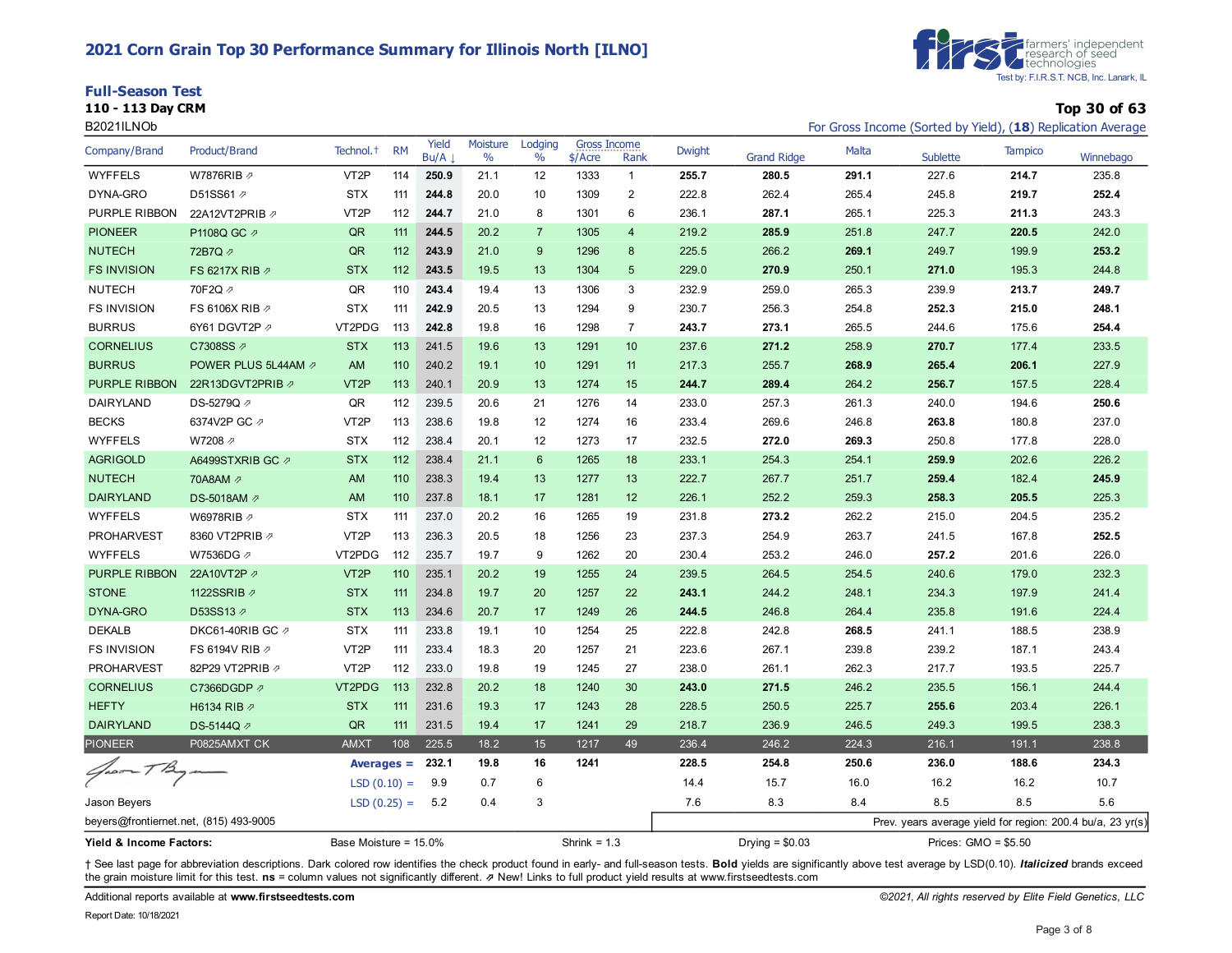# 2021 Corn Grain Top 30 Performance Summary for Illinois North [ILNO]

Test by: F.I.R.S.T. NCB, Inc. Lanark, IL

## Full-Season Test

**110 - 113 Day CRM**

B2021ILNOb

**Top 30 of 63**

For Gross Income (Sorted by Yield), (**18**) Replication Average

| Company/Brand | Product/Brand | Technol.† | RM | Yield Bu/A ↓ | Moisture % | Lodging % | Gross Income $/Acre | Gross Income Rank | Dwight | Grand Ridge | Malta | Sublette | Tampico | Winnebago |
|---|---|---|---|---|---|---|---|---|---|---|---|---|---|---|
| WYFFELS | W7876RIB ⇗ | VT2P | 114 | **250.9** | 21.1 | 12 | 1333 | 1 | **255.7** | **280.5** | **291.1** | 227.6 | **214.7** | 235.8 |
| DYNA-GRO | D51SS61 ⇗ | STX | 111 | **244.8** | 20.0 | 10 | 1309 | 2 | 222.8 | 262.4 | 265.4 | 245.8 | **219.7** | **252.4** |
| PURPLE RIBBON | 22A12VT2PRIB ⇗ | VT2P | 112 | **244.7** | 21.0 | 8 | 1301 | 6 | 236.1 | **287.1** | 265.1 | 225.3 | **211.3** | 243.3 |
| PIONEER | P1108Q GC ⇗ | QR | 111 | **244.5** | 20.2 | 7 | 1305 | 4 | 219.2 | **285.9** | 251.8 | 247.7 | **220.5** | 242.0 |
| NUTECH | 72B7Q ⇗ | QR | 112 | **243.9** | 21.0 | 9 | 1296 | 8 | 225.5 | 266.2 | **269.1** | 249.7 | 199.9 | **253.2** |
| FS INVISION | FS 6217X RIB ⇗ | STX | 112 | **243.5** | 19.5 | 13 | 1304 | 5 | 229.0 | **270.9** | 250.1 | **271.0** | 195.3 | 244.8 |
| NUTECH | 70F2Q ⇗ | QR | 110 | **243.4** | 19.4 | 13 | 1306 | 3 | 232.9 | 259.0 | 265.3 | 239.9 | **213.7** | **249.7** |
| FS INVISION | FS 6106X RIB ⇗ | STX | 111 | **242.9** | 20.5 | 13 | 1294 | 9 | 230.7 | 256.3 | 254.8 | **252.3** | **215.0** | **248.1** |
| BURRUS | 6Y61 DGVT2P ⇗ | VT2PDG | 113 | **242.8** | 19.8 | 16 | 1298 | 7 | **243.7** | **273.1** | 265.5 | 244.6 | 175.6 | **254.4** |
| CORNELIUS | C7308SS ⇗ | STX | 113 | **241.5** | 19.6 | 13 | 1291 | 10 | 237.6 | **271.2** | 258.9 | **270.7** | 177.4 | 233.5 |
| BURRUS | POWER PLUS 5L44AM ⇗ | AM | 110 | **240.2** | 19.1 | 10 | 1291 | 11 | 217.3 | 255.7 | **268.9** | **265.4** | **206.1** | 227.9 |
| PURPLE RIBBON | 22R13DGVT2PRIB ⇗ | VT2P | 113 | **240.1** | 20.9 | 13 | 1274 | 15 | **244.7** | **289.4** | 264.2 | **256.7** | 157.5 | 228.4 |
| DAIRYLAND | DS-5279Q ⇗ | QR | 112 | 239.5 | 20.6 | 21 | 1276 | 14 | 233.0 | 257.3 | 261.3 | 240.0 | 194.6 | **250.6** |
| BECKS | 6374V2P GC ⇗ | VT2P | 113 | 238.6 | 19.8 | 12 | 1274 | 16 | 233.4 | 269.6 | 246.8 | **263.8** | 180.8 | 237.0 |
| WYFFELS | W7208 ⇗ | STX | 112 | 238.4 | 20.1 | 12 | 1273 | 17 | 232.5 | **272.0** | **269.3** | 250.8 | 177.8 | 228.0 |
| AGRIGOLD | A6499STXRIB GC ⇗ | STX | 112 | 238.4 | 21.1 | 6 | 1265 | 18 | 233.1 | 254.3 | 254.1 | **259.9** | 202.6 | 226.2 |
| NUTECH | 70A8AM ⇗ | AM | 110 | 238.3 | 19.4 | 13 | 1277 | 13 | 222.7 | 267.7 | 251.7 | **259.4** | 182.4 | **245.9** |
| DAIRYLAND | DS-5018AM ⇗ | AM | 110 | 237.8 | 18.1 | 17 | 1281 | 12 | 226.1 | 252.2 | 259.3 | **258.3** | **205.5** | 225.3 |
| WYFFELS | W6978RIB ⇗ | STX | 111 | 237.0 | 20.2 | 16 | 1265 | 19 | 231.8 | **273.2** | 262.2 | 215.0 | 204.5 | 235.2 |
| PROHARVEST | 8360 VT2PRIB ⇗ | VT2P | 113 | 236.3 | 20.5 | 18 | 1256 | 23 | 237.3 | 254.9 | 263.7 | 241.5 | 167.8 | **252.5** |
| WYFFELS | W7536DG ⇗ | VT2PDG | 112 | 235.7 | 19.7 | 9 | 1262 | 20 | 230.4 | 253.2 | 246.0 | **257.2** | 201.6 | 226.0 |
| PURPLE RIBBON | 22A10VT2P ⇗ | VT2P | 110 | 235.1 | 20.2 | 19 | 1255 | 24 | 239.5 | 264.5 | 254.5 | 240.6 | 179.0 | 232.3 |
| STONE | 1122SSRIB ⇗ | STX | 111 | 234.8 | 19.7 | 20 | 1257 | 22 | **243.1** | 244.2 | 248.1 | 234.3 | 197.9 | 241.4 |
| DYNA-GRO | D53SS13 ⇗ | STX | 113 | 234.6 | 20.7 | 17 | 1249 | 26 | **244.5** | 246.8 | 264.4 | 235.8 | 191.6 | 224.4 |
| DEKALB | DKC61-40RIB GC ⇗ | STX | 111 | 233.8 | 19.1 | 10 | 1254 | 25 | 222.8 | 242.8 | **268.5** | 241.1 | 188.5 | 238.9 |
| FS INVISION | FS 6194V RIB ⇗ | VT2P | 111 | 233.4 | 18.3 | 20 | 1257 | 21 | 223.6 | 267.1 | 239.8 | 239.2 | 187.1 | 243.4 |
| PROHARVEST | 82P29 VT2PRIB ⇗ | VT2P | 112 | 233.0 | 19.8 | 19 | 1245 | 27 | 238.0 | 261.1 | 262.3 | 217.7 | 193.5 | 225.7 |
| CORNELIUS | C7366DGDP ⇗ | VT2PDG | 113 | 232.8 | 20.2 | 18 | 1240 | 30 | **243.0** | **271.5** | 246.2 | 235.5 | 156.1 | 244.4 |
| HEFTY | H6134 RIB ⇗ | STX | 111 | 231.6 | 19.3 | 17 | 1243 | 28 | 228.5 | 250.5 | 225.7 | **255.6** | 203.4 | 226.1 |
| DAIRYLAND | DS-5144Q ⇗ | QR | 111 | 231.5 | 19.4 | 17 | 1241 | 29 | 218.7 | 236.9 | 246.5 | 249.3 | 199.5 | 238.3 |
| PIONEER | P0825AMXT CK | AMXT | 108 | 225.5 | 18.2 | 15 | 1217 | 49 | 236.4 | 246.2 | 224.3 | 216.1 | 191.1 | 238.8 |
| | | **Averages =** | | **232.1** | **19.8** | **16** | **1241** | | **228.5** | **254.8** | **250.6** | **236.0** | **188.6** | **234.3** |
| | | LSD (0.10) = | | 9.9 | 0.7 | 6 | | | 14.4 | 15.7 | 16.0 | 16.2 | 16.2 | 10.7 |
| | | LSD (0.25) = | | 5.2 | 0.4 | 3 | | | 7.6 | 8.3 | 8.4 | 8.5 | 8.5 | 5.6 |

Jason Beyers

beyers@frontiernet.net, (815) 493-9005

Prev. years average yield for region: 200.4 bu/a, 23 yr(s)

**Yield & Income Factors:** Base Moisture = 15.0% Shrink = 1.3 Drying = $0.03 Prices: GMO = $5.50

† See last page for abbreviation descriptions. Dark colored row identifies the check product found in early- and full-season tests. **Bold** yields are significantly above test average by LSD(0.10). ***Italicized*** brands exceed the grain moisture limit for this test. **ns** = column values not significantly different. ⇗ New! Links to full product yield results at www.firstseedtests.com

Additional reports available at **www.firstseedtests.com**

*©2021, All rights reserved by Elite Field Genetics, LLC*

Report Date: 10/18/2021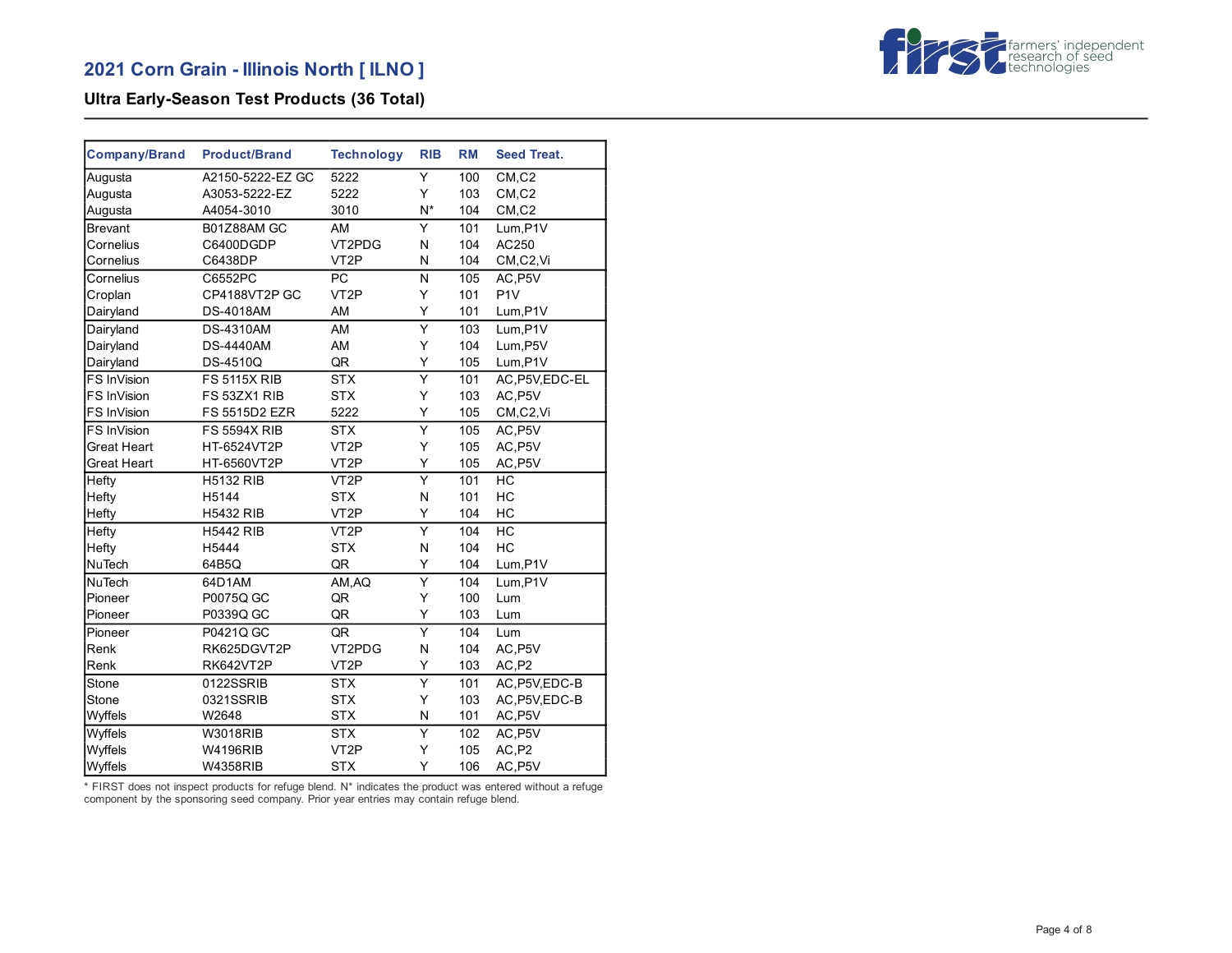## 2021 Corn Grain - Illinois North [ ILNO ]

### Ultra Early-Season Test Products (36 Total)

| Company/Brand | Product/Brand | Technology | RIB | RM | Seed Treat. |
|---|---|---|---|---|---|
| Augusta | A2150-5222-EZ GC | 5222 | Y | 100 | CM,C2 |
| Augusta | A3053-5222-EZ | 5222 | Y | 103 | CM,C2 |
| Augusta | A4054-3010 | 3010 | N* | 104 | CM,C2 |
| Brevant | B01Z88AM GC | AM | Y | 101 | Lum,P1V |
| Cornelius | C6400DGDP | VT2PDG | N | 104 | AC250 |
| Cornelius | C6438DP | VT2P | N | 104 | CM,C2,Vi |
| Cornelius | C6552PC | PC | N | 105 | AC,P5V |
| Croplan | CP4188VT2P GC | VT2P | Y | 101 | P1V |
| Dairyland | DS-4018AM | AM | Y | 101 | Lum,P1V |
| Dairyland | DS-4310AM | AM | Y | 103 | Lum,P1V |
| Dairyland | DS-4440AM | AM | Y | 104 | Lum,P5V |
| Dairyland | DS-4510Q | QR | Y | 105 | Lum,P1V |
| FS InVision | FS 5115X RIB | STX | Y | 101 | AC,P5V,EDC-EL |
| FS InVision | FS 53ZX1 RIB | STX | Y | 103 | AC,P5V |
| FS InVision | FS 5515D2 EZR | 5222 | Y | 105 | CM,C2,Vi |
| FS InVision | FS 5594X RIB | STX | Y | 105 | AC,P5V |
| Great Heart | HT-6524VT2P | VT2P | Y | 105 | AC,P5V |
| Great Heart | HT-6560VT2P | VT2P | Y | 105 | AC,P5V |
| Hefty | H5132 RIB | VT2P | Y | 101 | HC |
| Hefty | H5144 | STX | N | 101 | HC |
| Hefty | H5432 RIB | VT2P | Y | 104 | HC |
| Hefty | H5442 RIB | VT2P | Y | 104 | HC |
| Hefty | H5444 | STX | N | 104 | HC |
| NuTech | 64B5Q | QR | Y | 104 | Lum,P1V |
| NuTech | 64D1AM | AM,AQ | Y | 104 | Lum,P1V |
| Pioneer | P0075Q GC | QR | Y | 100 | Lum |
| Pioneer | P0339Q GC | QR | Y | 103 | Lum |
| Pioneer | P0421Q GC | QR | Y | 104 | Lum |
| Renk | RK625DGVT2P | VT2PDG | N | 104 | AC,P5V |
| Renk | RK642VT2P | VT2P | Y | 103 | AC,P2 |
| Stone | 0122SSRIB | STX | Y | 101 | AC,P5V,EDC-B |
| Stone | 0321SSRIB | STX | Y | 103 | AC,P5V,EDC-B |
| Wyffels | W2648 | STX | N | 101 | AC,P5V |
| Wyffels | W3018RIB | STX | Y | 102 | AC,P5V |
| Wyffels | W4196RIB | VT2P | Y | 105 | AC,P2 |
| Wyffels | W4358RIB | STX | Y | 106 | AC,P5V |

* FIRST does not inspect products for refuge blend. N* indicates the product was entered without a refuge component by the sponsoring seed company. Prior year entries may contain refuge blend.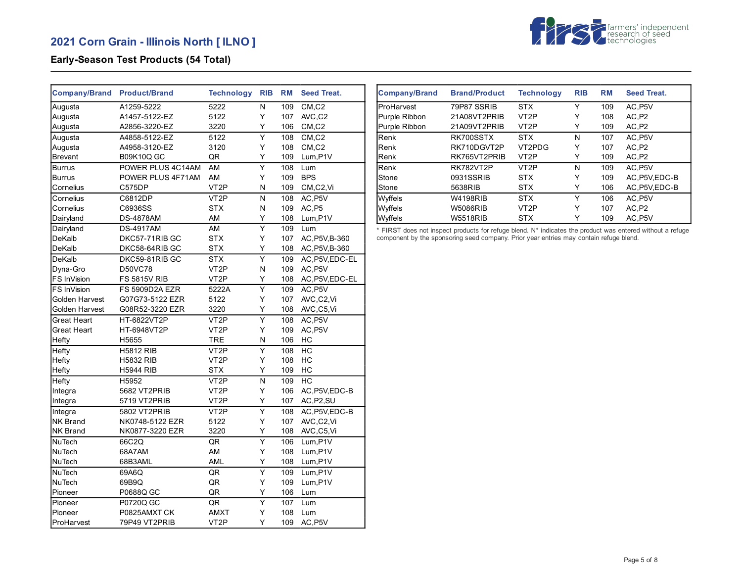## 2021 Corn Grain - Illinois North [ ILNO ]

### Early-Season Test Products (54 Total)

| Company/Brand | Product/Brand | Technology | RIB | RM | Seed Treat. |
|---|---|---|---|---|---|
| Augusta | A1259-5222 | 5222 | N | 109 | CM,C2 |
| Augusta | A1457-5122-EZ | 5122 | Y | 107 | AVC,C2 |
| Augusta | A2856-3220-EZ | 3220 | Y | 106 | CM,C2 |
| Augusta | A4858-5122-EZ | 5122 | Y | 108 | CM,C2 |
| Augusta | A4958-3120-EZ | 3120 | Y | 108 | CM,C2 |
| Brevant | B09K10Q GC | QR | Y | 109 | Lum,P1V |
| Burrus | POWER PLUS 4C14AM | AM | Y | 108 | Lum |
| Burrus | POWER PLUS 4F71AM | AM | Y | 109 | BPS |
| Cornelius | C575DP | VT2P | N | 109 | CM,C2,Vi |
| Cornelius | C6812DP | VT2P | N | 108 | AC,P5V |
| Cornelius | C6936SS | STX | N | 109 | AC,P5 |
| Dairyland | DS-4878AM | AM | Y | 108 | Lum,P1V |
| Dairyland | DS-4917AM | AM | Y | 109 | Lum |
| DeKalb | DKC57-71RIB GC | STX | Y | 107 | AC,P5V,B-360 |
| DeKalb | DKC58-64RIB GC | STX | Y | 108 | AC,P5V,B-360 |
| DeKalb | DKC59-81RIB GC | STX | Y | 109 | AC,P5V,EDC-EL |
| Dyna-Gro | D50VC78 | VT2P | N | 109 | AC,P5V |
| FS InVision | FS 5815V RIB | VT2P | Y | 108 | AC,P5V,EDC-EL |
| FS InVision | FS 5909D2A EZR | 5222A | Y | 109 | AC,P5V |
| Golden Harvest | G07G73-5122 EZR | 5122 | Y | 107 | AVC,C2,Vi |
| Golden Harvest | G08R52-3220 EZR | 3220 | Y | 108 | AVC,C5,Vi |
| Great Heart | HT-6822VT2P | VT2P | Y | 108 | AC,P5V |
| Great Heart | HT-6948VT2P | VT2P | Y | 109 | AC,P5V |
| Hefty | H5655 | TRE | N | 106 | HC |
| Hefty | H5812 RIB | VT2P | Y | 108 | HC |
| Hefty | H5832 RIB | VT2P | Y | 108 | HC |
| Hefty | H5944 RIB | STX | Y | 109 | HC |
| Hefty | H5952 | VT2P | N | 109 | HC |
| Integra | 5682 VT2PRIB | VT2P | Y | 106 | AC,P5V,EDC-B |
| Integra | 5719 VT2PRIB | VT2P | Y | 107 | AC,P2,SU |
| Integra | 5802 VT2PRIB | VT2P | Y | 108 | AC,P5V,EDC-B |
| NK Brand | NK0748-5122 EZR | 5122 | Y | 107 | AVC,C2,Vi |
| NK Brand | NK0877-3220 EZR | 3220 | Y | 108 | AVC,C5,Vi |
| NuTech | 66C2Q | QR | Y | 106 | Lum,P1V |
| NuTech | 68A7AM | AM | Y | 108 | Lum,P1V |
| NuTech | 68B3AML | AML | Y | 108 | Lum,P1V |
| NuTech | 69A6Q | QR | Y | 109 | Lum,P1V |
| NuTech | 69B9Q | QR | Y | 109 | Lum,P1V |
| Pioneer | P0688Q GC | QR | Y | 106 | Lum |
| Pioneer | P0720Q GC | QR | Y | 107 | Lum |
| Pioneer | P0825AMXT CK | AMXT | Y | 108 | Lum |
| ProHarvest | 79P49 VT2PRIB | VT2P | Y | 109 | AC,P5V |

| Company/Brand | Brand/Product | Technology | RIB | RM | Seed Treat. |
|---|---|---|---|---|---|
| ProHarvest | 79P87 SSRIB | STX | Y | 109 | AC,P5V |
| Purple Ribbon | 21A08VT2PRIB | VT2P | Y | 108 | AC,P2 |
| Purple Ribbon | 21A09VT2PRIB | VT2P | Y | 109 | AC,P2 |
| Renk | RK700SSTX | STX | N | 107 | AC,P5V |
| Renk | RK710DGVT2P | VT2PDG | Y | 107 | AC,P2 |
| Renk | RK765VT2PRIB | VT2P | Y | 109 | AC,P2 |
| Renk | RK782VT2P | VT2P | N | 109 | AC,P5V |
| Stone | 0931SSRIB | STX | Y | 109 | AC,P5V,EDC-B |
| Stone | 5638RIB | STX | Y | 106 | AC,P5V,EDC-B |
| Wyffels | W4198RIB | STX | Y | 106 | AC,P5V |
| Wyffels | W5086RIB | VT2P | Y | 107 | AC,P2 |
| Wyffels | W5518RIB | STX | Y | 109 | AC,P5V |

* FIRST does not inspect products for refuge blend. N* indicates the product was entered without a refuge component by the sponsoring seed company. Prior year entries may contain refuge blend.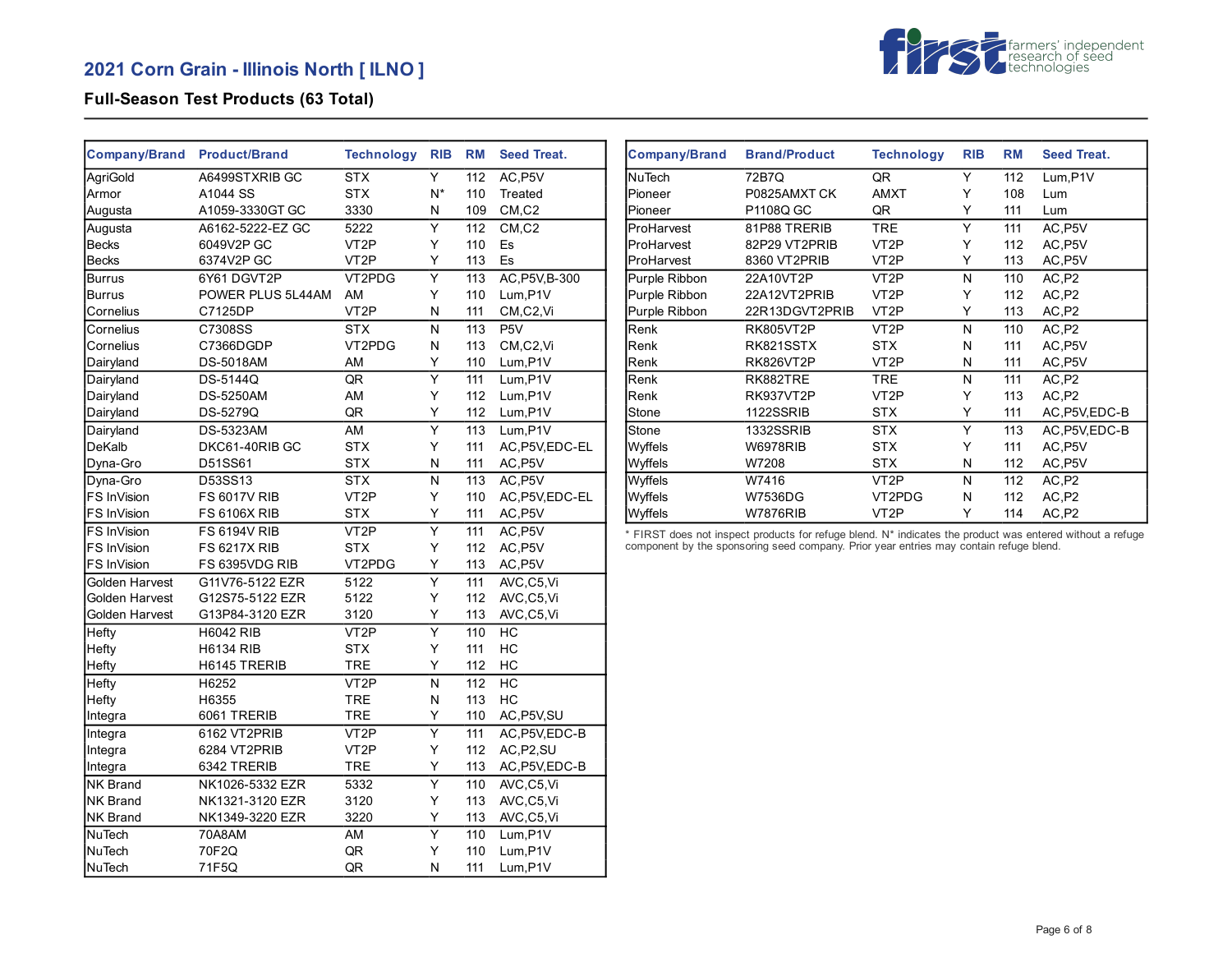# 2021 Corn Grain - Illinois North [ ILNO ]

## Full-Season Test Products (63 Total)

| Company/Brand | Product/Brand | Technology | RIB | RM | Seed Treat. |
|---|---|---|---|---|---|
| AgriGold | A6499STXRIB GC | STX | Y | 112 | AC,P5V |
| Armor | A1044 SS | STX | N* | 110 | Treated |
| Augusta | A1059-3330GT GC | 3330 | N | 109 | CM,C2 |
| Augusta | A6162-5222-EZ GC | 5222 | Y | 112 | CM,C2 |
| Becks | 6049V2P GC | VT2P | Y | 110 | Es |
| Becks | 6374V2P GC | VT2P | Y | 113 | Es |
| Burrus | 6Y61 DGVT2P | VT2PDG | Y | 113 | AC,P5V,B-300 |
| Burrus | POWER PLUS 5L44AM | AM | Y | 110 | Lum,P1V |
| Cornelius | C7125DP | VT2P | N | 111 | CM,C2,Vi |
| Cornelius | C7308SS | STX | N | 113 | P5V |
| Cornelius | C7366DGDP | VT2PDG | N | 113 | CM,C2,Vi |
| Dairyland | DS-5018AM | AM | Y | 110 | Lum,P1V |
| Dairyland | DS-5144Q | QR | Y | 111 | Lum,P1V |
| Dairyland | DS-5250AM | AM | Y | 112 | Lum,P1V |
| Dairyland | DS-5279Q | QR | Y | 112 | Lum,P1V |
| Dairyland | DS-5323AM | AM | Y | 113 | Lum,P1V |
| DeKalb | DKC61-40RIB GC | STX | Y | 111 | AC,P5V,EDC-EL |
| Dyna-Gro | D51SS61 | STX | N | 111 | AC,P5V |
| Dyna-Gro | D53SS13 | STX | N | 113 | AC,P5V |
| FS InVision | FS 6017V RIB | VT2P | Y | 110 | AC,P5V,EDC-EL |
| FS InVision | FS 6106X RIB | STX | Y | 111 | AC,P5V |
| FS InVision | FS 6194V RIB | VT2P | Y | 111 | AC,P5V |
| FS InVision | FS 6217X RIB | STX | Y | 112 | AC,P5V |
| FS InVision | FS 6395VDG RIB | VT2PDG | Y | 113 | AC,P5V |
| Golden Harvest | G11V76-5122 EZR | 5122 | Y | 111 | AVC,C5,Vi |
| Golden Harvest | G12S75-5122 EZR | 5122 | Y | 112 | AVC,C5,Vi |
| Golden Harvest | G13P84-3120 EZR | 3120 | Y | 113 | AVC,C5,Vi |
| Hefty | H6042 RIB | VT2P | Y | 110 | HC |
| Hefty | H6134 RIB | STX | Y | 111 | HC |
| Hefty | H6145 TRERIB | TRE | Y | 112 | HC |
| Hefty | H6252 | VT2P | N | 112 | HC |
| Hefty | H6355 | TRE | N | 113 | HC |
| Integra | 6061 TRERIB | TRE | Y | 110 | AC,P5V,SU |
| Integra | 6162 VT2PRIB | VT2P | Y | 111 | AC,P5V,EDC-B |
| Integra | 6284 VT2PRIB | VT2P | Y | 112 | AC,P2,SU |
| Integra | 6342 TRERIB | TRE | Y | 113 | AC,P5V,EDC-B |
| NK Brand | NK1026-5332 EZR | 5332 | Y | 110 | AVC,C5,Vi |
| NK Brand | NK1321-3120 EZR | 3120 | Y | 113 | AVC,C5,Vi |
| NK Brand | NK1349-3220 EZR | 3220 | Y | 113 | AVC,C5,Vi |
| NuTech | 70A8AM | AM | Y | 110 | Lum,P1V |
| NuTech | 70F2Q | QR | Y | 110 | Lum,P1V |
| NuTech | 71F5Q | QR | N | 111 | Lum,P1V |
| NuTech | 72B7Q | QR | Y | 112 | Lum,P1V |
| Pioneer | P0825AMXT CK | AMXT | Y | 108 | Lum |
| Pioneer | P1108Q GC | QR | Y | 111 | Lum |
| ProHarvest | 81P88 TRERIB | TRE | Y | 111 | AC,P5V |
| ProHarvest | 82P29 VT2PRIB | VT2P | Y | 112 | AC,P5V |
| ProHarvest | 8360 VT2PRIB | VT2P | Y | 113 | AC,P5V |
| Purple Ribbon | 22A10VT2P | VT2P | N | 110 | AC,P2 |
| Purple Ribbon | 22A12VT2PRIB | VT2P | Y | 112 | AC,P2 |
| Purple Ribbon | 22R13DGVT2PRIB | VT2P | Y | 113 | AC,P2 |
| Renk | RK805VT2P | VT2P | N | 110 | AC,P2 |
| Renk | RK821SSTX | STX | N | 111 | AC,P5V |
| Renk | RK826VT2P | VT2P | N | 111 | AC,P5V |
| Renk | RK882TRE | TRE | N | 111 | AC,P2 |
| Renk | RK937VT2P | VT2P | Y | 113 | AC,P2 |
| Stone | 1122SSRIB | STX | Y | 111 | AC,P5V,EDC-B |
| Stone | 1332SSRIB | STX | Y | 113 | AC,P5V,EDC-B |
| Wyffels | W6978RIB | STX | Y | 111 | AC,P5V |
| Wyffels | W7208 | STX | N | 112 | AC,P5V |
| Wyffels | W7416 | VT2P | N | 112 | AC,P2 |
| Wyffels | W7536DG | VT2PDG | N | 112 | AC,P2 |
| Wyffels | W7876RIB | VT2P | Y | 114 | AC,P2 |

* FIRST does not inspect products for refuge blend. N* indicates the product was entered without a refuge component by the sponsoring seed company. Prior year entries may contain refuge blend.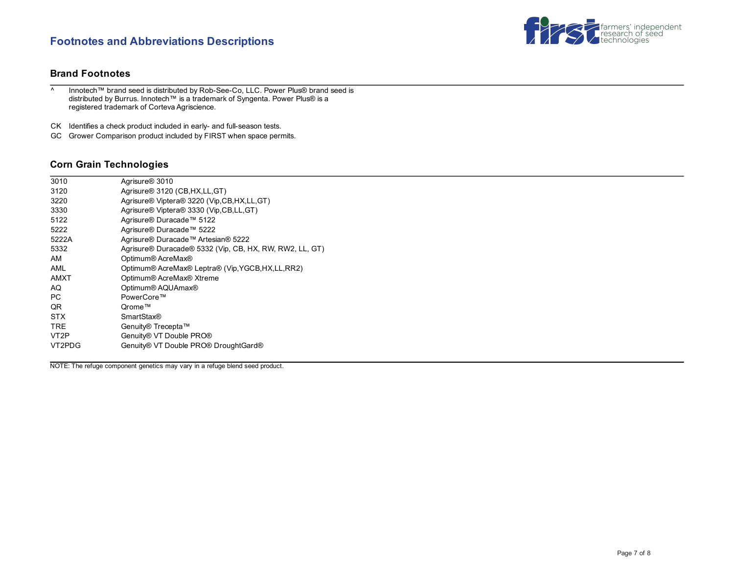# Footnotes and Abbreviations Descriptions

## Brand Footnotes

| | |
|---|---|
| ^ | Innotech™ brand seed is distributed by Rob-See-Co, LLC. Power Plus® brand seed is distributed by Burrus. Innotech™ is a trademark of Syngenta. Power Plus® is a registered trademark of Corteva Agriscience. |
| CK | Identifies a check product included in early- and full-season tests. |
| GC | Grower Comparison product included by FIRST when space permits. |

## Corn Grain Technologies

| | |
|---|---|
| 3010 | Agrisure® 3010 |
| 3120 | Agrisure® 3120 (CB,HX,LL,GT) |
| 3220 | Agrisure® Viptera® 3220 (Vip,CB,HX,LL,GT) |
| 3330 | Agrisure® Viptera® 3330 (Vip,CB,LL,GT) |
| 5122 | Agrisure® Duracade™ 5122 |
| 5222 | Agrisure® Duracade™ 5222 |
| 5222A | Agrisure® Duracade™ Artesian® 5222 |
| 5332 | Agrisure® Duracade® 5332 (Vip, CB, HX, RW, RW2, LL, GT) |
| AM | Optimum® AcreMax® |
| AML | Optimum® AcreMax® Leptra® (Vip,YGCB,HX,LL,RR2) |
| AMXT | Optimum® AcreMax® Xtreme |
| AQ | Optimum® AQUAmax® |
| PC | PowerCore™ |
| QR | Qrome™ |
| STX | SmartStax® |
| TRE | Genuity® Trecepta™ |
| VT2P | Genuity® VT Double PRO® |
| VT2PDG | Genuity® VT Double PRO® DroughtGard® |

NOTE: The refuge component genetics may vary in a refuge blend seed product.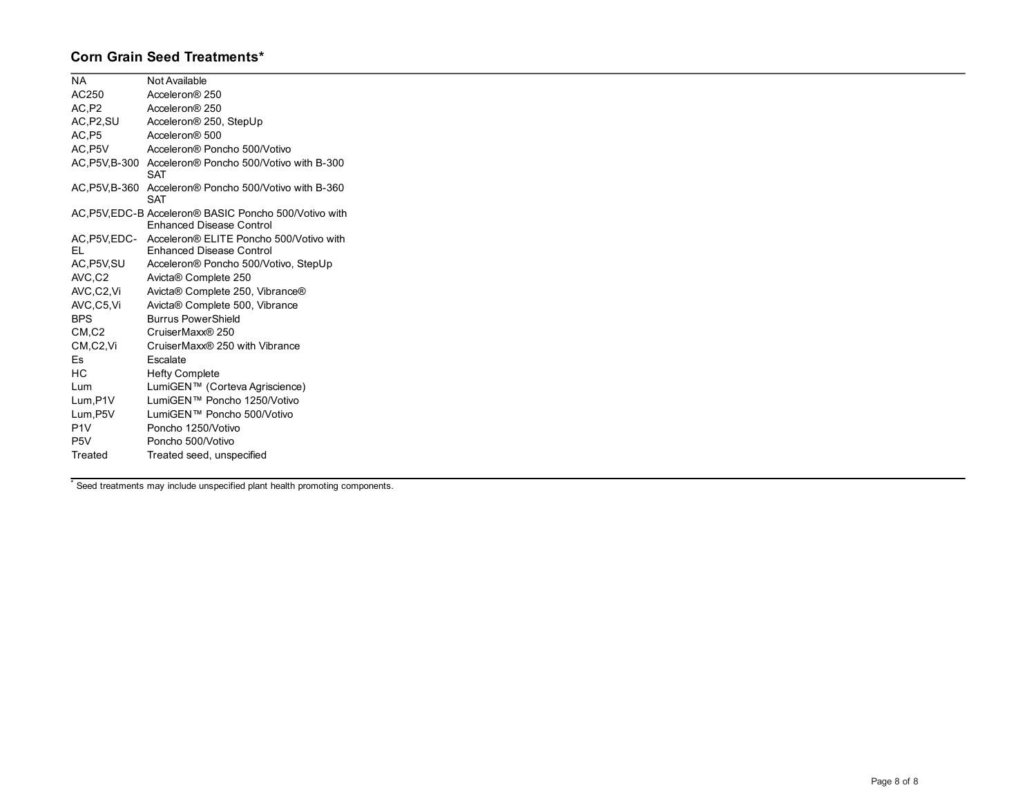## Corn Grain Seed Treatments*

| | |
|---|---|
| NA | Not Available |
| AC250 | Acceleron® 250 |
| AC,P2 | Acceleron® 250 |
| AC,P2,SU | Acceleron® 250, StepUp |
| AC,P5 | Acceleron® 500 |
| AC,P5V | Acceleron® Poncho 500/Votivo |
| AC,P5V,B-300 | Acceleron® Poncho 500/Votivo with B-300 SAT |
| AC,P5V,B-360 | Acceleron® Poncho 500/Votivo with B-360 SAT |
| AC,P5V,EDC-B | Acceleron® BASIC Poncho 500/Votivo with Enhanced Disease Control |
| AC,P5V,EDC-EL | Acceleron® ELITE Poncho 500/Votivo with Enhanced Disease Control |
| AC,P5V,SU | Acceleron® Poncho 500/Votivo, StepUp |
| AVC,C2 | Avicta® Complete 250 |
| AVC,C2,Vi | Avicta® Complete 250, Vibrance® |
| AVC,C5,Vi | Avicta® Complete 500, Vibrance |
| BPS | Burrus PowerShield |
| CM,C2 | CruiserMaxx® 250 |
| CM,C2,Vi | CruiserMaxx® 250 with Vibrance |
| Es | Escalate |
| HC | Hefty Complete |
| Lum | LumiGEN™ (Corteva Agriscience) |
| Lum,P1V | LumiGEN™ Poncho 1250/Votivo |
| Lum,P5V | LumiGEN™ Poncho 500/Votivo |
| P1V | Poncho 1250/Votivo |
| P5V | Poncho 500/Votivo |
| Treated | Treated seed, unspecified |

* Seed treatments may include unspecified plant health promoting components.